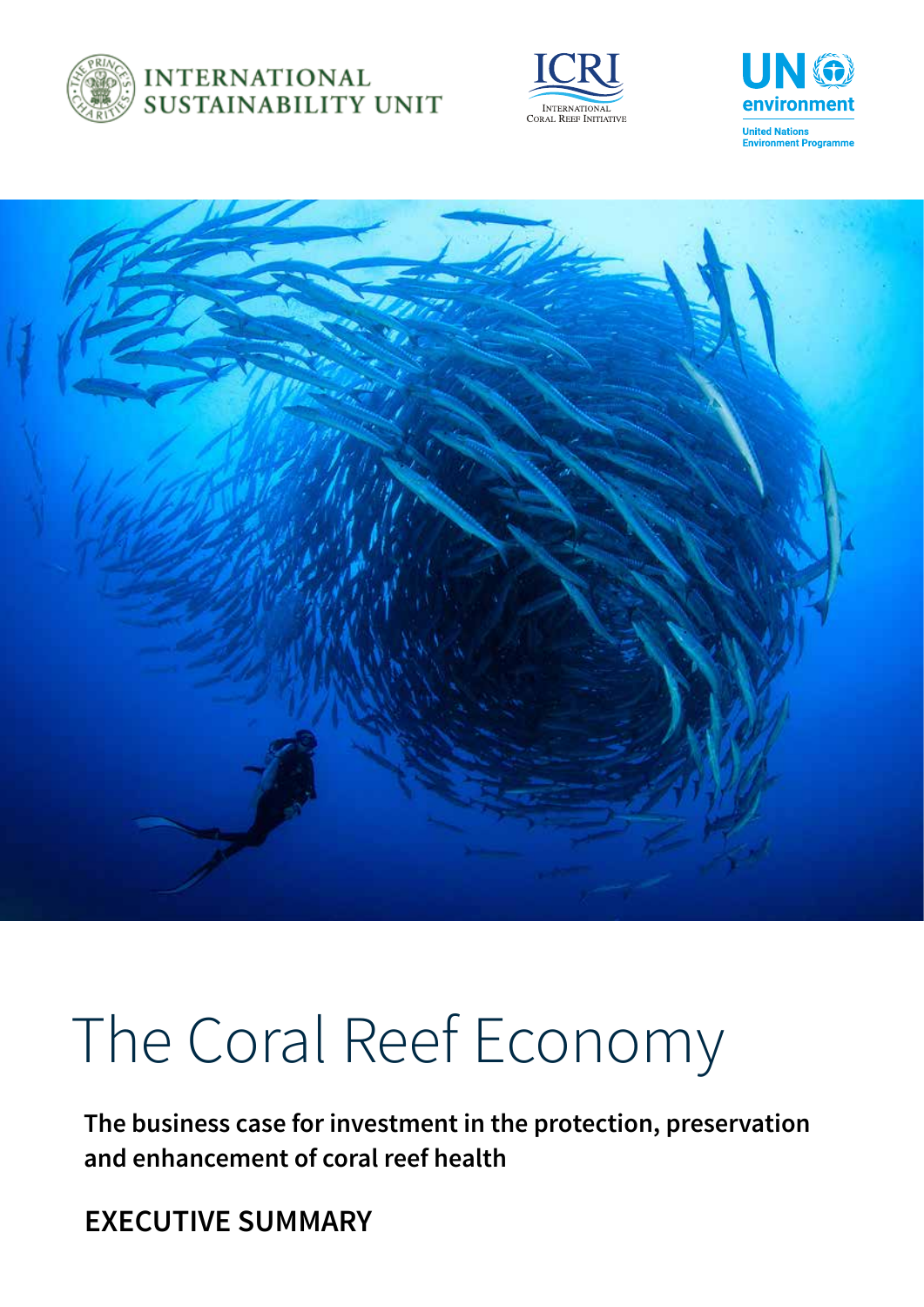INTERNATIONAL SUSTAINABILITY UNIT

ICRI
INTERNATIONAL CORAL REEF INITIATIVE

UN environment
United Nations Environment Programme

# The Coral Reef Economy

**The business case for investment in the protection, preservation and enhancement of coral reef health**

## EXECUTIVE SUMMARY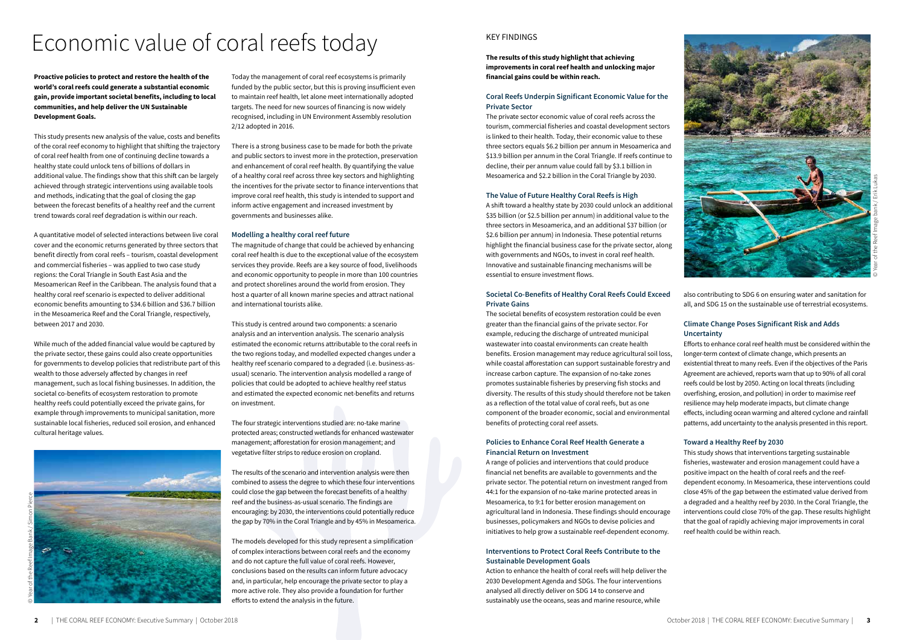# Economic value of coral reefs today

**Proactive policies to protect and restore the health of the world's coral reefs could generate a substantial economic gain, provide important societal benefits, including to local communities, and help deliver the UN Sustainable Development Goals.**

This study presents new analysis of the value, costs and benefits of the coral reef economy to highlight that shifting the trajectory of coral reef health from one of continuing decline towards a healthy state could unlock tens of billions of dollars in additional value. The findings show that this shift can be largely achieved through strategic interventions using available tools and methods, indicating that the goal of closing the gap between the forecast benefits of a healthy reef and the current trend towards coral reef degradation is within our reach.

A quantitative model of selected interactions between live coral cover and the economic returns generated by three sectors that benefit directly from coral reefs – tourism, coastal development and commercial fisheries – was applied to two case study regions: the Coral Triangle in South East Asia and the Mesoamerican Reef in the Caribbean. The analysis found that a healthy coral reef scenario is expected to deliver additional economic benefits amounting to $34.6 billion and $36.7 billion in the Mesoamerica Reef and the Coral Triangle, respectively, between 2017 and 2030.

While much of the added financial value would be captured by the private sector, these gains could also create opportunities for governments to develop policies that redistribute part of this wealth to those adversely affected by changes in reef management, such as local fishing businesses. In addition, the societal co-benefits of ecosystem restoration to promote healthy reefs could potentially exceed the private gains, for example through improvements to municipal sanitation, more sustainable local fisheries, reduced soil erosion, and enhanced cultural heritage values.

© Year of the Reef Image Bank / Simon Pierce

Today the management of coral reef ecosystems is primarily funded by the public sector, but this is proving insufficient even to maintain reef health, let alone meet internationally adopted targets. The need for new sources of financing is now widely recognised, including in UN Environment Assembly resolution 2/12 adopted in 2016.

There is a strong business case to be made for both the private and public sectors to invest more in the protection, preservation and enhancement of coral reef health. By quantifying the value of a healthy coral reef across three key sectors and highlighting the incentives for the private sector to finance interventions that improve coral reef health, this study is intended to support and inform active engagement and increased investment by governments and businesses alike.

### Modelling a healthy coral reef future

The magnitude of change that could be achieved by enhancing coral reef health is due to the exceptional value of the ecosystem services they provide. Reefs are a key source of food, livelihoods and economic opportunity to people in more than 100 countries and protect shorelines around the world from erosion. They host a quarter of all known marine species and attract national and international tourists alike.

This study is centred around two components: a scenario analysis and an intervention analysis. The scenario analysis estimated the economic returns attributable to the coral reefs in the two regions today, and modelled expected changes under a healthy reef scenario compared to a degraded (i.e. business-as-usual) scenario. The intervention analysis modelled a range of policies that could be adopted to achieve healthy reef status and estimated the expected economic net-benefits and returns on investment.

The four strategic interventions studied are: no-take marine protected areas; constructed wetlands for enhanced wastewater management; afforestation for erosion management; and vegetative filter strips to reduce erosion on cropland.

The results of the scenario and intervention analysis were then combined to assess the degree to which these four interventions could close the gap between the forecast benefits of a healthy reef and the business-as-usual scenario. The findings are encouraging: by 2030, the interventions could potentially reduce the gap by 70% in the Coral Triangle and by 45% in Mesoamerica.

The models developed for this study represent a simplification of complex interactions between coral reefs and the economy and do not capture the full value of coral reefs. However, conclusions based on the results can inform future advocacy and, in particular, help encourage the private sector to play a more active role. They also provide a foundation for further efforts to extend the analysis in the future.

## KEY FINDINGS

**The results of this study highlight that achieving improvements in coral reef health and unlocking major financial gains could be within reach.**

### Coral Reefs Underpin Significant Economic Value for the Private Sector

The private sector economic value of coral reefs across the tourism, commercial fisheries and coastal development sectors is linked to their health. Today, their economic value to these three sectors equals $6.2 billion per annum in Mesoamerica and $13.9 billion per annum in the Coral Triangle. If reefs continue to decline, their per annum value could fall by $3.1 billion in Mesoamerica and $2.2 billion in the Coral Triangle by 2030.

### The Value of Future Healthy Coral Reefs is High

A shift toward a healthy state by 2030 could unlock an additional $35 billion (or $2.5 billion per annum) in additional value to the three sectors in Mesoamerica, and an additional $37 billion (or $2.6 billion per annum) in Indonesia. These potential returns highlight the financial business case for the private sector, along with governments and NGOs, to invest in coral reef health. Innovative and sustainable financing mechanisms will be essential to ensure investment flows.

### Societal Co-Benefits of Healthy Coral Reefs Could Exceed Private Gains

The societal benefits of ecosystem restoration could be even greater than the financial gains of the private sector. For example, reducing the discharge of untreated municipal wastewater into coastal environments can create health benefits. Erosion management may reduce agricultural soil loss, while coastal afforestation can support sustainable forestry and increase carbon capture. The expansion of no-take zones promotes sustainable fisheries by preserving fish stocks and diversity. The results of this study should therefore not be taken as a reflection of the total value of coral reefs, but as one component of the broader economic, social and environmental benefits of protecting coral reef assets.

### Policies to Enhance Coral Reef Health Generate a Financial Return on Investment

A range of policies and interventions that could produce financial net benefits are available to governments and the private sector. The potential return on investment ranged from 44:1 for the expansion of no-take marine protected areas in Mesoamerica, to 9:1 for better erosion management on agricultural land in Indonesia. These findings should encourage businesses, policymakers and NGOs to devise policies and initiatives to help grow a sustainable reef-dependent economy.

### Interventions to Protect Coral Reefs Contribute to the Sustainable Development Goals

Action to enhance the health of coral reefs will help deliver the 2030 Development Agenda and SDGs. The four interventions analysed all directly deliver on SDG 14 to conserve and sustainably use the oceans, seas and marine resource, while also contributing to SDG 6 on ensuring water and sanitation for all, and SDG 15 on the sustainable use of terrestrial ecosystems.

© Year of the Reef Image bank / Erik Lukas

### Climate Change Poses Significant Risk and Adds Uncertainty

Efforts to enhance coral reef health must be considered within the longer-term context of climate change, which presents an existential threat to many reefs. Even if the objectives of the Paris Agreement are achieved, reports warn that up to 90% of all coral reefs could be lost by 2050. Acting on local threats (including overfishing, erosion, and pollution) in order to maximise reef resilience may help moderate impacts, but climate change effects, including ocean warming and altered cyclone and rainfall patterns, add uncertainty to the analysis presented in this report.

### Toward a Healthy Reef by 2030

This study shows that interventions targeting sustainable fisheries, wastewater and erosion management could have a positive impact on the health of coral reefs and the reef-dependent economy. In Mesoamerica, these interventions could close 45% of the gap between the estimated value derived from a degraded and a healthy reef by 2030. In the Coral Triangle, the interventions could close 70% of the gap. These results highlight that the goal of rapidly achieving major improvements in coral reef health could be within reach.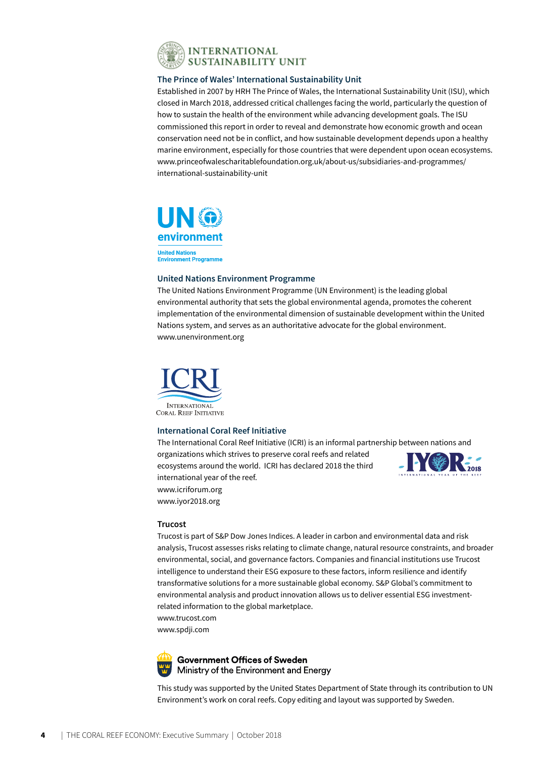INTERNATIONAL SUSTAINABILITY UNIT

### The Prince of Wales' International Sustainability Unit

Established in 2007 by HRH The Prince of Wales, the International Sustainability Unit (ISU), which closed in March 2018, addressed critical challenges facing the world, particularly the question of how to sustain the health of the environment while advancing development goals. The ISU commissioned this report in order to reveal and demonstrate how economic growth and ocean conservation need not be in conflict, and how sustainable development depends upon a healthy marine environment, especially for those countries that were dependent upon ocean ecosystems.
www.princeofwalescharitablefoundation.org.uk/about-us/subsidiaries-and-programmes/international-sustainability-unit

UN environment
United Nations Environment Programme

### United Nations Environment Programme

The United Nations Environment Programme (UN Environment) is the leading global environmental authority that sets the global environmental agenda, promotes the coherent implementation of the environmental dimension of sustainable development within the United Nations system, and serves as an authoritative advocate for the global environment.
www.unenvironment.org

ICRI
INTERNATIONAL CORAL REEF INITIATIVE

### International Coral Reef Initiative

The International Coral Reef Initiative (ICRI) is an informal partnership between nations and organizations which strives to preserve coral reefs and related ecosystems around the world. ICRI has declared 2018 the third international year of the reef.
www.icriforum.org
www.iyor2018.org

IYOR 2018
INTERNATIONAL YEAR OF THE REEF

### Trucost

Trucost is part of S&P Dow Jones Indices. A leader in carbon and environmental data and risk analysis, Trucost assesses risks relating to climate change, natural resource constraints, and broader environmental, social, and governance factors. Companies and financial institutions use Trucost intelligence to understand their ESG exposure to these factors, inform resilience and identify transformative solutions for a more sustainable global economy. S&P Global's commitment to environmental analysis and product innovation allows us to deliver essential ESG investment-related information to the global marketplace.
www.trucost.com
www.spdji.com

**Government Offices of Sweden**
Ministry of the Environment and Energy

This study was supported by the United States Department of State through its contribution to UN Environment's work on coral reefs. Copy editing and layout was supported by Sweden.